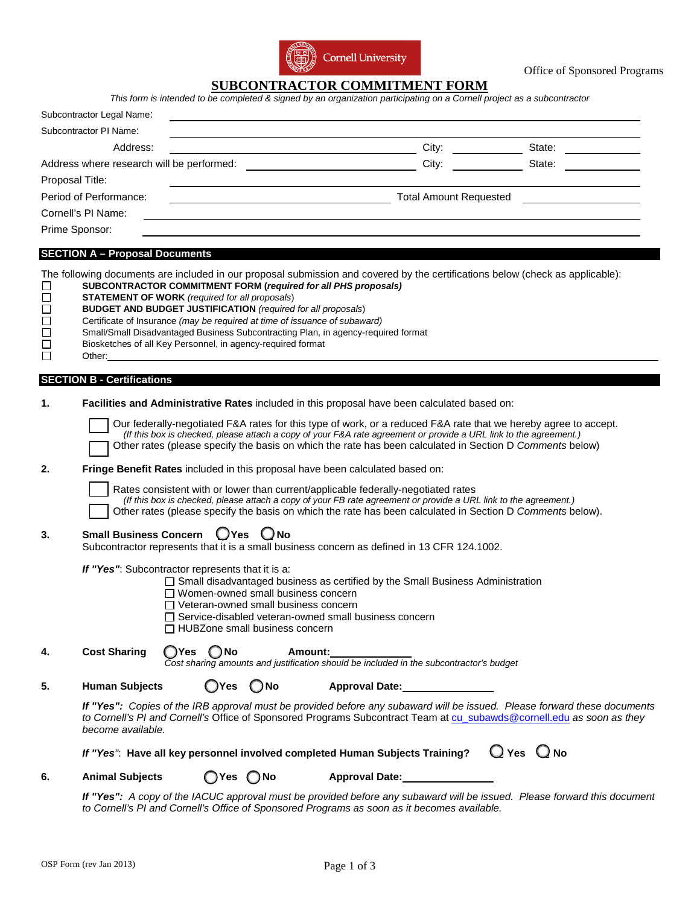Cornell University

Office of Sponsored Programs

# SUBCONTRACTOR COMMITMENT FORM

*This form is intended to be completed & signed by an organization participating on a Cornell project as a subcontractor*

Subcontractor Legal Name: ______________________

Subcontractor PI Name: ______________________

Address: ______________________ City: __________ State: __________

Address where research will be performed: ______________________ City: __________ State: __________

Proposal Title: ______________________

Period of Performance: ______________________ Total Amount Requested ______________________

Cornell's PI Name: ______________________

Prime Sponsor: ______________________

## SECTION A – Proposal Documents

The following documents are included in our proposal submission and covered by the certifications below (check as applicable):

- ☐ **SUBCONTRACTOR COMMITMENT FORM (*required for all PHS proposals*)**
- ☐ **STATEMENT OF WORK** *(required for all proposals)*
- ☐ **BUDGET AND BUDGET JUSTIFICATION** *(required for all proposals)*
- ☐ Certificate of Insurance *(may be required at time of issuance of subaward)*
- ☐ Small/Small Disadvantaged Business Subcontracting Plan, in agency-required format
- ☐ Biosketches of all Key Personnel, in agency-required format
- ☐ Other: ______________________

## SECTION B - Certifications

**1. Facilities and Administrative Rates** included in this proposal have been calculated based on:

- ☐ Our federally-negotiated F&A rates for this type of work, or a reduced F&A rate that we hereby agree to accept. *(If this box is checked, please attach a copy of your F&A rate agreement or provide a URL link to the agreement.)*
- ☐ Other rates (please specify the basis on which the rate has been calculated in Section D *Comments* below)

**2. Fringe Benefit Rates** included in this proposal have been calculated based on:

- ☐ Rates consistent with or lower than current/applicable federally-negotiated rates *(If this box is checked, please attach a copy of your FB rate agreement or provide a URL link to the agreement.)*
- ☐ Other rates (please specify the basis on which the rate has been calculated in Section D *Comments* below).

**3. Small Business Concern** ◯ **Yes** ◯ **No**

Subcontractor represents that it is a small business concern as defined in 13 CFR 124.1002.

***If "Yes"***: Subcontractor represents that it is a:

- ☐ Small disadvantaged business as certified by the Small Business Administration
- ☐ Women-owned small business concern
- ☐ Veteran-owned small business concern
- ☐ Service-disabled veteran-owned small business concern
- ☐ HUBZone small business concern

**4. Cost Sharing** ◯ **Yes** ◯ **No** **Amount:** __________

*Cost sharing amounts and justification should be included in the subcontractor's budget*

**5. Human Subjects** ◯ **Yes** ◯ **No** **Approval Date:** __________

***If "Yes":*** *Copies of the IRB approval must be provided before any subaward will be issued. Please forward these documents to Cornell's PI and Cornell's* Office of Sponsored Programs Subcontract Team at cu_subawds@cornell.edu *as soon as they become available.*

***If "Yes"***: **Have all key personnel involved completed Human Subjects Training?** ◯ **Yes** ◯ **No**

**6. Animal Subjects** ◯ **Yes** ◯ **No** **Approval Date:** __________

***If "Yes":*** *A copy of the IACUC approval must be provided before any subaward will be issued. Please forward this document to Cornell's PI and Cornell's Office of Sponsored Programs as soon as it becomes available.*

OSP Form (rev Jan 2013)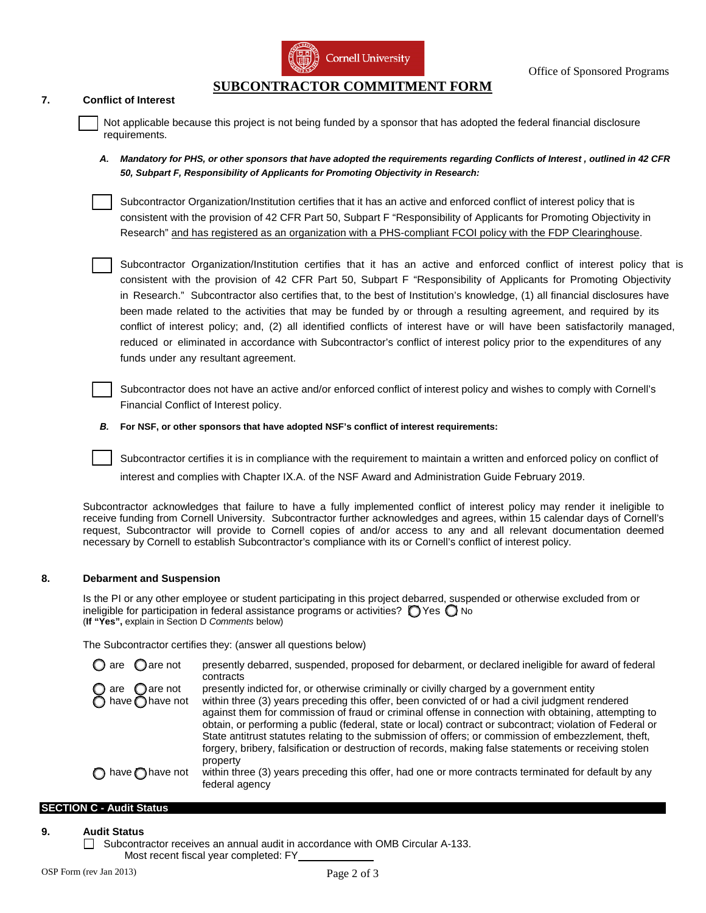Office of Sponsored Programs

# SUBCONTRACTOR COMMITMENT FORM

## 7. Conflict of Interest

☐ Not applicable because this project is not being funded by a sponsor that has adopted the federal financial disclosure requirements.

***A. Mandatory for PHS, or other sponsors that have adopted the requirements regarding Conflicts of Interest , outlined in 42 CFR 50, Subpart F, Responsibility of Applicants for Promoting Objectivity in Research:***

☐ Subcontractor Organization/Institution certifies that it has an active and enforced conflict of interest policy that is consistent with the provision of 42 CFR Part 50, Subpart F "Responsibility of Applicants for Promoting Objectivity in Research" and has registered as an organization with a PHS-compliant FCOI policy with the FDP Clearinghouse.

☐ Subcontractor Organization/Institution certifies that it has an active and enforced conflict of interest policy that is consistent with the provision of 42 CFR Part 50, Subpart F "Responsibility of Applicants for Promoting Objectivity in Research." Subcontractor also certifies that, to the best of Institution's knowledge, (1) all financial disclosures have been made related to the activities that may be funded by or through a resulting agreement, and required by its conflict of interest policy; and, (2) all identified conflicts of interest have or will have been satisfactorily managed, reduced or eliminated in accordance with Subcontractor's conflict of interest policy prior to the expenditures of any funds under any resultant agreement.

☐ Subcontractor does not have an active and/or enforced conflict of interest policy and wishes to comply with Cornell's Financial Conflict of Interest policy.

***B.*** **For NSF, or other sponsors that have adopted NSF's conflict of interest requirements:**

☐ Subcontractor certifies it is in compliance with the requirement to maintain a written and enforced policy on conflict of interest and complies with Chapter IX.A. of the NSF Award and Administration Guide February 2019.

Subcontractor acknowledges that failure to have a fully implemented conflict of interest policy may render it ineligible to receive funding from Cornell University. Subcontractor further acknowledges and agrees, within 15 calendar days of Cornell's request, Subcontractor will provide to Cornell copies of and/or access to any and all relevant documentation deemed necessary by Cornell to establish Subcontractor's compliance with its or Cornell's conflict of interest policy.

## 8. Debarment and Suspension

Is the PI or any other employee or student participating in this project debarred, suspended or otherwise excluded from or ineligible for participation in federal assistance programs or activities? ◯ Yes ◯ No
(**If "Yes",** explain in Section D *Comments* below)

The Subcontractor certifies they: (answer all questions below)

| | |
|---|---|
| ◯ are ◯ are not | presently debarred, suspended, proposed for debarment, or declared ineligible for award of federal contracts |
| ◯ are ◯ are not | presently indicted for, or otherwise criminally or civilly charged by a government entity |
| ◯ have ◯ have not | within three (3) years preceding this offer, been convicted of or had a civil judgment rendered against them for commission of fraud or criminal offense in connection with obtaining, attempting to obtain, or performing a public (federal, state or local) contract or subcontract; violation of Federal or State antitrust statutes relating to the submission of offers; or commission of embezzlement, theft, forgery, bribery, falsification or destruction of records, making false statements or receiving stolen property |
| ◯ have ◯ have not | within three (3) years preceding this offer, had one or more contracts terminated for default by any federal agency |

## SECTION C - Audit Status

## 9. Audit Status

☐ Subcontractor receives an annual audit in accordance with OMB Circular A-133.
Most recent fiscal year completed: FY____________

OSP Form (rev Jan 2013)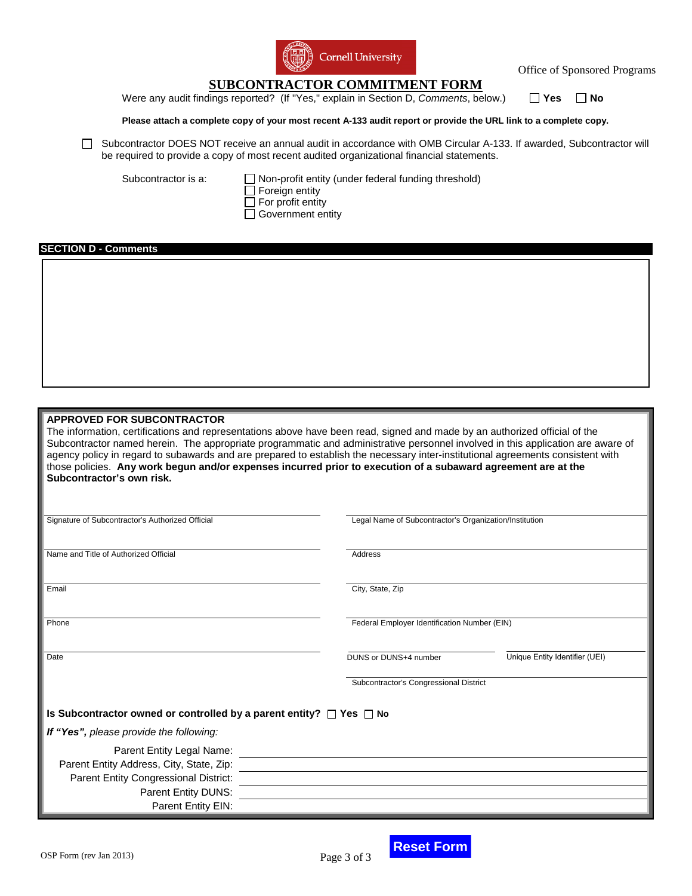Cornell University

Office of Sponsored Programs

# SUBCONTRACTOR COMMITMENT FORM

Were any audit findings reported? (If "Yes," explain in Section D, *Comments*, below.) ☐ **Yes** ☐ **No**

**Please attach a complete copy of your most recent A-133 audit report or provide the URL link to a complete copy.**

☐ Subcontractor DOES NOT receive an annual audit in accordance with OMB Circular A-133. If awarded, Subcontractor will be required to provide a copy of most recent audited organizational financial statements.

Subcontractor is a:
- ☐ Non-profit entity (under federal funding threshold)
- ☐ Foreign entity
- ☐ For profit entity
- ☐ Government entity

## SECTION D - Comments

## APPROVED FOR SUBCONTRACTOR

The information, certifications and representations above have been read, signed and made by an authorized official of the Subcontractor named herein. The appropriate programmatic and administrative personnel involved in this application are aware of agency policy in regard to subawards and are prepared to establish the necessary inter-institutional agreements consistent with those policies. **Any work begun and/or expenses incurred prior to execution of a subaward agreement are at the Subcontractor's own risk.**

| | |
|---|---|
| Signature of Subcontractor's Authorized Official | Legal Name of Subcontractor's Organization/Institution |
| Name and Title of Authorized Official | Address |
| Email | City, State, Zip |
| Phone | Federal Employer Identification Number (EIN) |
| Date | DUNS or DUNS+4 number / Unique Entity Identifier (UEI) |
| | Subcontractor's Congressional District |

**Is Subcontractor owned or controlled by a parent entity?** ☐ **Yes** ☐ **No**

***If "Yes"**, please provide the following:*

Parent Entity Legal Name: ______________________

Parent Entity Address, City, State, Zip: ______________________

Parent Entity Congressional District: ______________________

Parent Entity DUNS: ______________________

Parent Entity EIN: ______________________

OSP Form (rev Jan 2013)

**Reset Form**